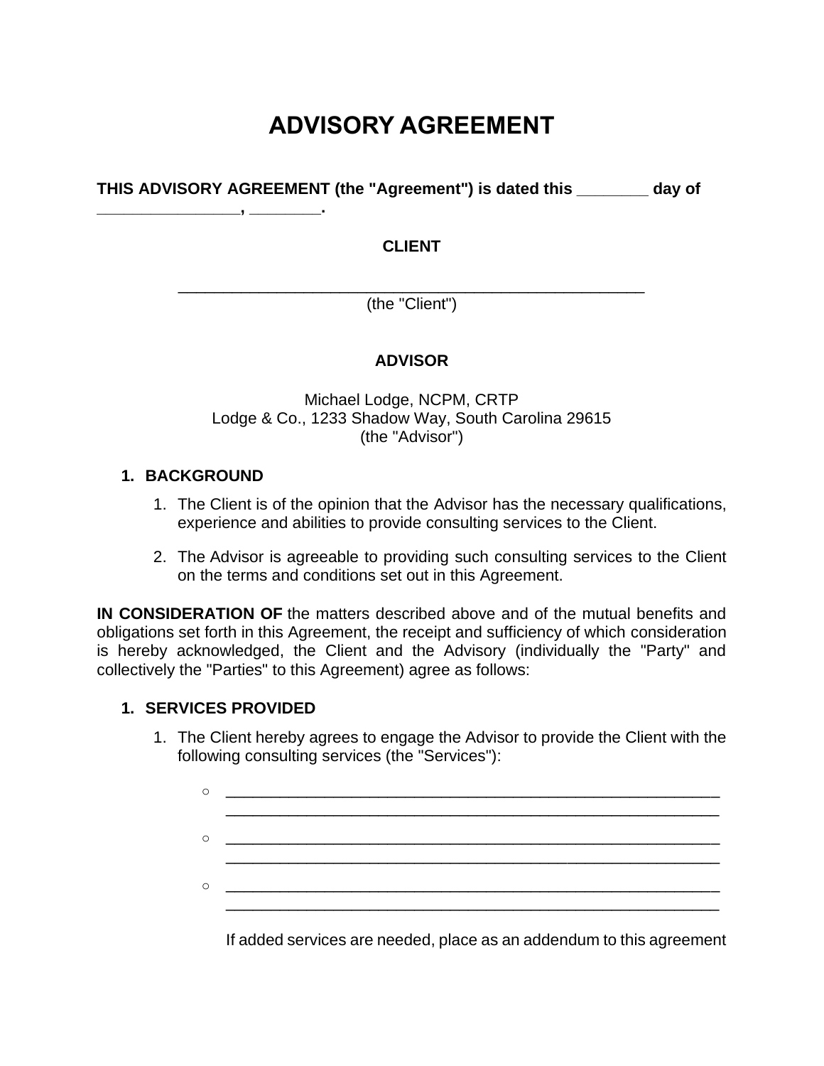# ADVISORY AGREEMENT

**THIS ADVISORY AGREEMENT (the "Agreement") is dated this ________ day of ________________, ________.**

**CLIENT**

_______________________________________________________
(the "Client")

**ADVISOR**

Michael Lodge, NCPM, CRTP
Lodge & Co., 1233 Shadow Way, South Carolina 29615
(the "Advisor")

1. **BACKGROUND**
   1. The Client is of the opinion that the Advisor has the necessary qualifications, experience and abilities to provide consulting services to the Client.
   2. The Advisor is agreeable to providing such consulting services to the Client on the terms and conditions set out in this Agreement.

**IN CONSIDERATION OF** the matters described above and of the mutual benefits and obligations set forth in this Agreement, the receipt and sufficiency of which consideration is hereby acknowledged, the Client and the Advisory (individually the "Party" and collectively the "Parties" to this Agreement) agree as follows:

1. **SERVICES PROVIDED**
   1. The Client hereby agrees to engage the Advisor to provide the Client with the following consulting services (the "Services"):
      - ____________________________________________________________
        ____________________________________________________________
      - ____________________________________________________________
        ____________________________________________________________
      - ____________________________________________________________
        ____________________________________________________________

      If added services are needed, place as an addendum to this agreement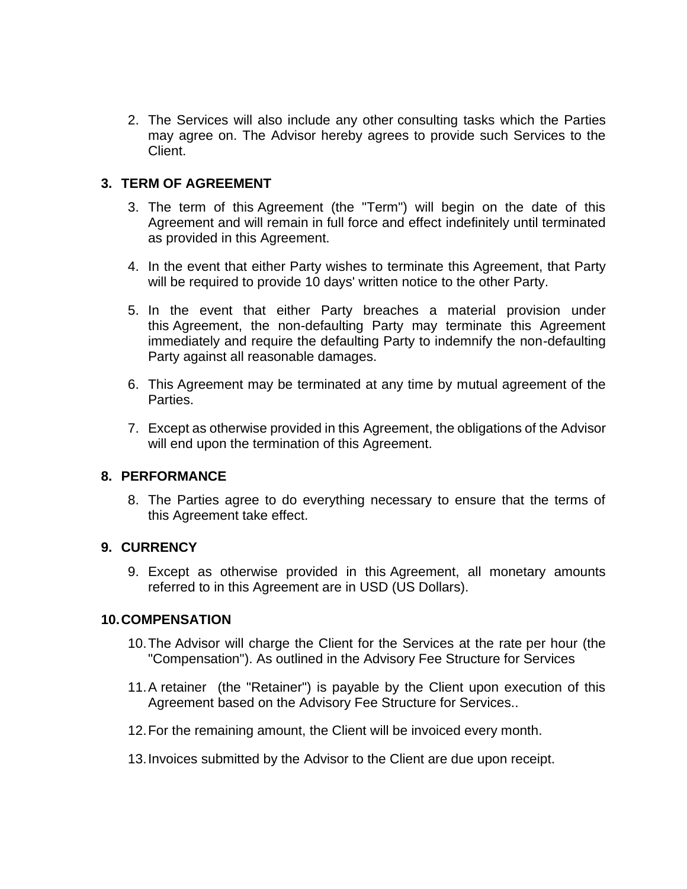2. The Services will also include any other consulting tasks which the Parties may agree on. The Advisor hereby agrees to provide such Services to the Client.

## 3. TERM OF AGREEMENT

3. The term of this Agreement (the "Term") will begin on the date of this Agreement and will remain in full force and effect indefinitely until terminated as provided in this Agreement.

4. In the event that either Party wishes to terminate this Agreement, that Party will be required to provide 10 days' written notice to the other Party.

5. In the event that either Party breaches a material provision under this Agreement, the non-defaulting Party may terminate this Agreement immediately and require the defaulting Party to indemnify the non-defaulting Party against all reasonable damages.

6. This Agreement may be terminated at any time by mutual agreement of the Parties.

7. Except as otherwise provided in this Agreement, the obligations of the Advisor will end upon the termination of this Agreement.

## 8. PERFORMANCE

8. The Parties agree to do everything necessary to ensure that the terms of this Agreement take effect.

## 9. CURRENCY

9. Except as otherwise provided in this Agreement, all monetary amounts referred to in this Agreement are in USD (US Dollars).

## 10. COMPENSATION

10. The Advisor will charge the Client for the Services at the rate per hour (the "Compensation"). As outlined in the Advisory Fee Structure for Services

11. A retainer (the "Retainer") is payable by the Client upon execution of this Agreement based on the Advisory Fee Structure for Services..

12. For the remaining amount, the Client will be invoiced every month.

13. Invoices submitted by the Advisor to the Client are due upon receipt.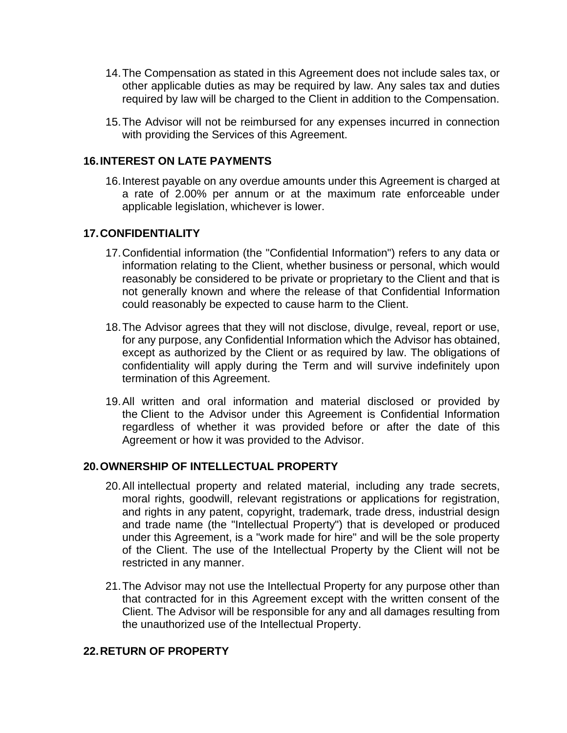14. The Compensation as stated in this Agreement does not include sales tax, or other applicable duties as may be required by law. Any sales tax and duties required by law will be charged to the Client in addition to the Compensation.

15. The Advisor will not be reimbursed for any expenses incurred in connection with providing the Services of this Agreement.

## 16. INTEREST ON LATE PAYMENTS

16. Interest payable on any overdue amounts under this Agreement is charged at a rate of 2.00% per annum or at the maximum rate enforceable under applicable legislation, whichever is lower.

## 17. CONFIDENTIALITY

17. Confidential information (the "Confidential Information") refers to any data or information relating to the Client, whether business or personal, which would reasonably be considered to be private or proprietary to the Client and that is not generally known and where the release of that Confidential Information could reasonably be expected to cause harm to the Client.

18. The Advisor agrees that they will not disclose, divulge, reveal, report or use, for any purpose, any Confidential Information which the Advisor has obtained, except as authorized by the Client or as required by law. The obligations of confidentiality will apply during the Term and will survive indefinitely upon termination of this Agreement.

19. All written and oral information and material disclosed or provided by the Client to the Advisor under this Agreement is Confidential Information regardless of whether it was provided before or after the date of this Agreement or how it was provided to the Advisor.

## 20. OWNERSHIP OF INTELLECTUAL PROPERTY

20. All intellectual property and related material, including any trade secrets, moral rights, goodwill, relevant registrations or applications for registration, and rights in any patent, copyright, trademark, trade dress, industrial design and trade name (the "Intellectual Property") that is developed or produced under this Agreement, is a "work made for hire" and will be the sole property of the Client. The use of the Intellectual Property by the Client will not be restricted in any manner.

21. The Advisor may not use the Intellectual Property for any purpose other than that contracted for in this Agreement except with the written consent of the Client. The Advisor will be responsible for any and all damages resulting from the unauthorized use of the Intellectual Property.

## 22. RETURN OF PROPERTY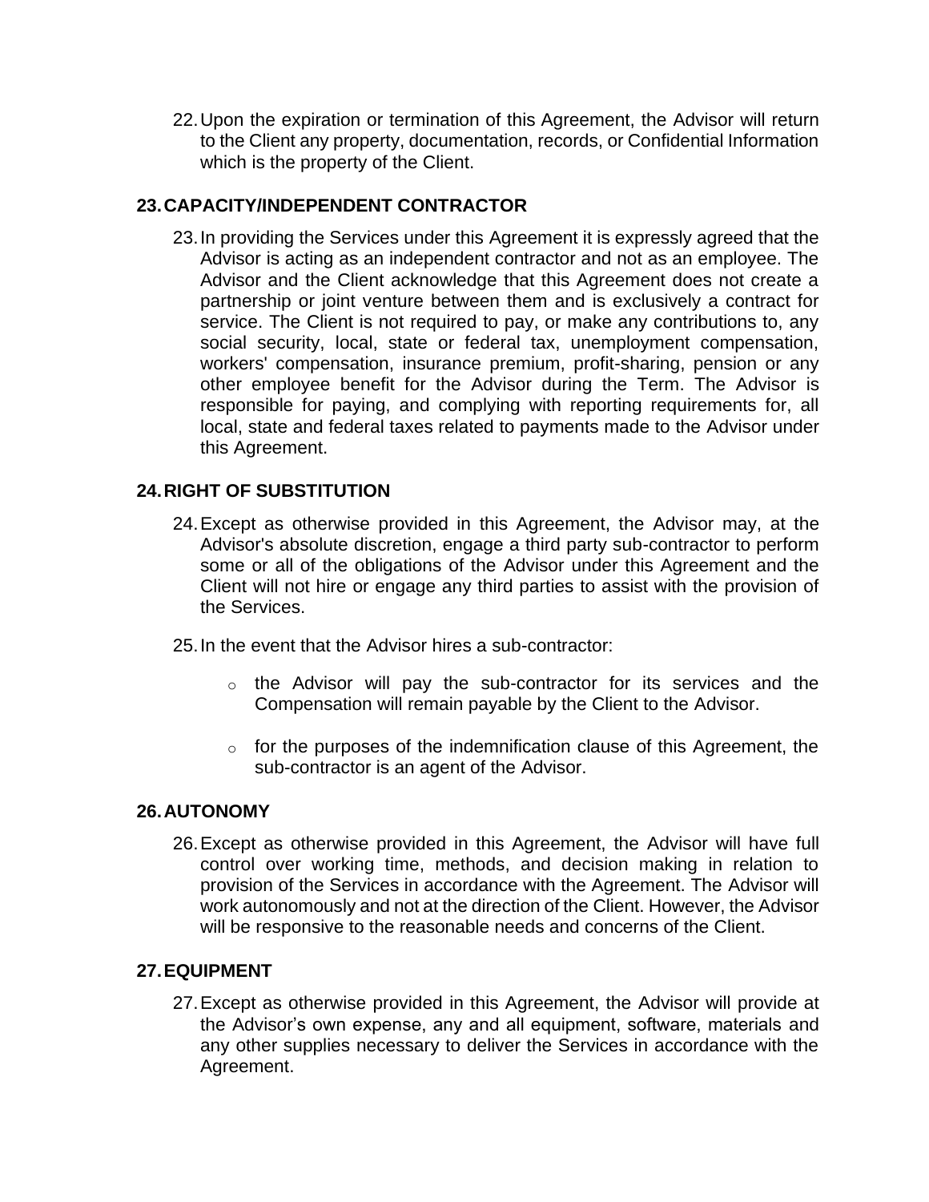22. Upon the expiration or termination of this Agreement, the Advisor will return to the Client any property, documentation, records, or Confidential Information which is the property of the Client.

## 23. CAPACITY/INDEPENDENT CONTRACTOR

23. In providing the Services under this Agreement it is expressly agreed that the Advisor is acting as an independent contractor and not as an employee. The Advisor and the Client acknowledge that this Agreement does not create a partnership or joint venture between them and is exclusively a contract for service. The Client is not required to pay, or make any contributions to, any social security, local, state or federal tax, unemployment compensation, workers' compensation, insurance premium, profit-sharing, pension or any other employee benefit for the Advisor during the Term. The Advisor is responsible for paying, and complying with reporting requirements for, all local, state and federal taxes related to payments made to the Advisor under this Agreement.

## 24. RIGHT OF SUBSTITUTION

24. Except as otherwise provided in this Agreement, the Advisor may, at the Advisor's absolute discretion, engage a third party sub-contractor to perform some or all of the obligations of the Advisor under this Agreement and the Client will not hire or engage any third parties to assist with the provision of the Services.

25. In the event that the Advisor hires a sub-contractor:

    - the Advisor will pay the sub-contractor for its services and the Compensation will remain payable by the Client to the Advisor.

    - for the purposes of the indemnification clause of this Agreement, the sub-contractor is an agent of the Advisor.

## 26. AUTONOMY

26. Except as otherwise provided in this Agreement, the Advisor will have full control over working time, methods, and decision making in relation to provision of the Services in accordance with the Agreement. The Advisor will work autonomously and not at the direction of the Client. However, the Advisor will be responsive to the reasonable needs and concerns of the Client.

## 27. EQUIPMENT

27. Except as otherwise provided in this Agreement, the Advisor will provide at the Advisor's own expense, any and all equipment, software, materials and any other supplies necessary to deliver the Services in accordance with the Agreement.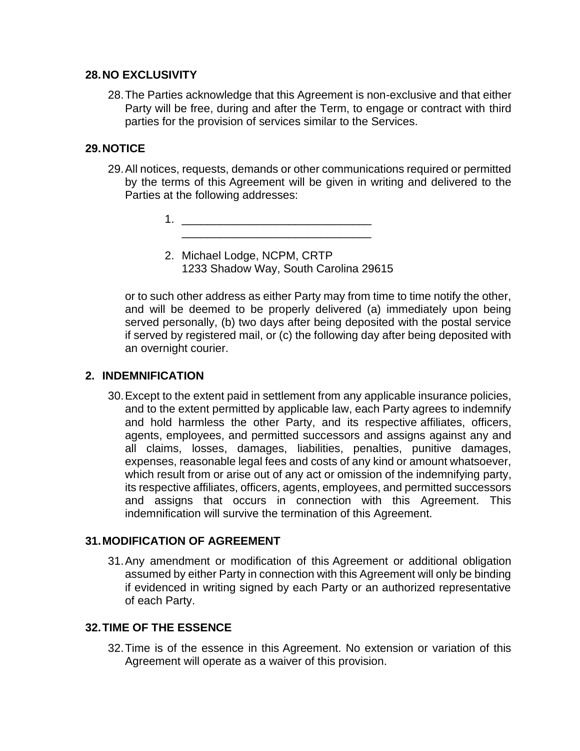## 28. NO EXCLUSIVITY

28. The Parties acknowledge that this Agreement is non-exclusive and that either Party will be free, during and after the Term, to engage or contract with third parties for the provision of services similar to the Services.

## 29. NOTICE

29. All notices, requests, demands or other communications required or permitted by the terms of this Agreement will be given in writing and delivered to the Parties at the following addresses:

    1. ______________________________
       ______________________________

    2. Michael Lodge, NCPM, CRTP
       1233 Shadow Way, South Carolina 29615

    or to such other address as either Party may from time to time notify the other, and will be deemed to be properly delivered (a) immediately upon being served personally, (b) two days after being deposited with the postal service if served by registered mail, or (c) the following day after being deposited with an overnight courier.

## 2. INDEMNIFICATION

30. Except to the extent paid in settlement from any applicable insurance policies, and to the extent permitted by applicable law, each Party agrees to indemnify and hold harmless the other Party, and its respective affiliates, officers, agents, employees, and permitted successors and assigns against any and all claims, losses, damages, liabilities, penalties, punitive damages, expenses, reasonable legal fees and costs of any kind or amount whatsoever, which result from or arise out of any act or omission of the indemnifying party, its respective affiliates, officers, agents, employees, and permitted successors and assigns that occurs in connection with this Agreement. This indemnification will survive the termination of this Agreement.

## 31. MODIFICATION OF AGREEMENT

31. Any amendment or modification of this Agreement or additional obligation assumed by either Party in connection with this Agreement will only be binding if evidenced in writing signed by each Party or an authorized representative of each Party.

## 32. TIME OF THE ESSENCE

32. Time is of the essence in this Agreement. No extension or variation of this Agreement will operate as a waiver of this provision.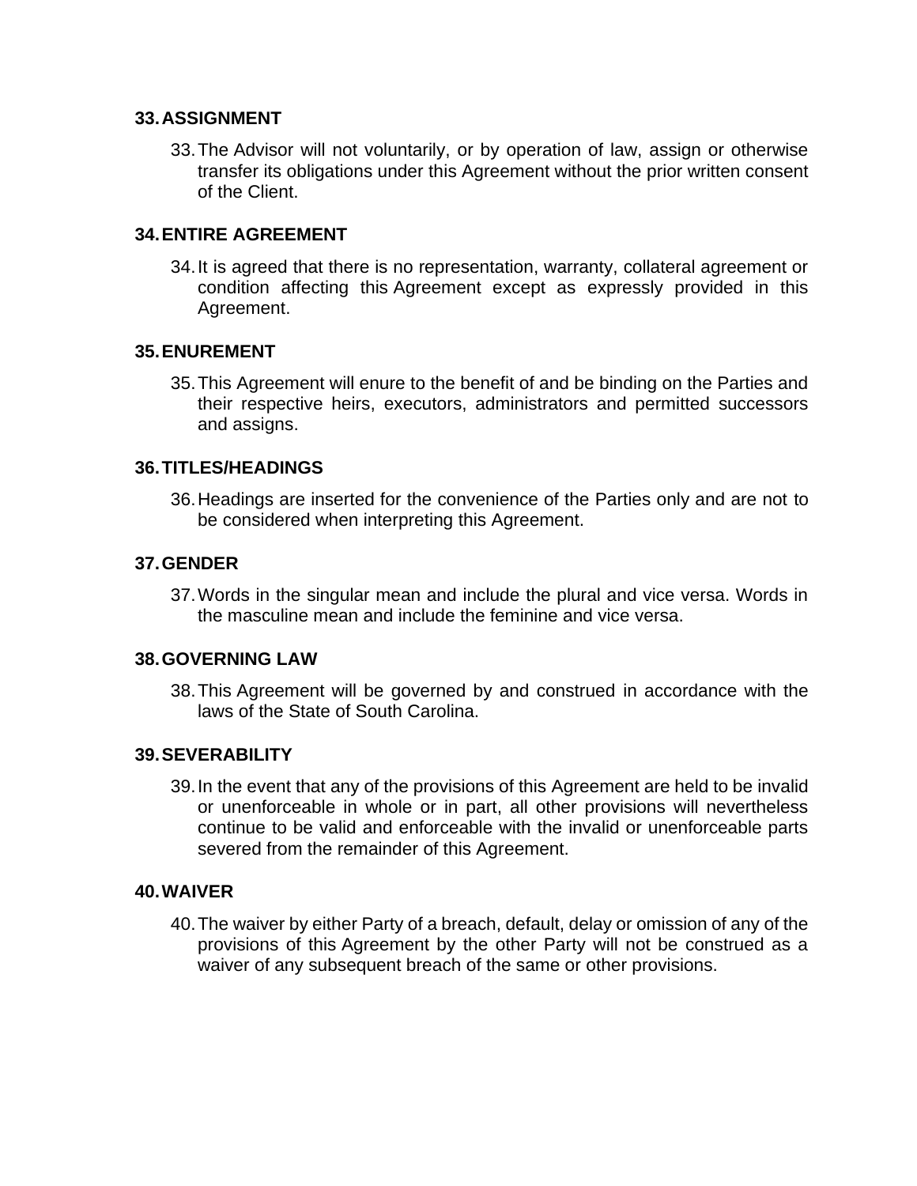### 33. ASSIGNMENT

33. The Advisor will not voluntarily, or by operation of law, assign or otherwise transfer its obligations under this Agreement without the prior written consent of the Client.

### 34. ENTIRE AGREEMENT

34. It is agreed that there is no representation, warranty, collateral agreement or condition affecting this Agreement except as expressly provided in this Agreement.

### 35. ENUREMENT

35. This Agreement will enure to the benefit of and be binding on the Parties and their respective heirs, executors, administrators and permitted successors and assigns.

### 36. TITLES/HEADINGS

36. Headings are inserted for the convenience of the Parties only and are not to be considered when interpreting this Agreement.

### 37. GENDER

37. Words in the singular mean and include the plural and vice versa. Words in the masculine mean and include the feminine and vice versa.

### 38. GOVERNING LAW

38. This Agreement will be governed by and construed in accordance with the laws of the State of South Carolina.

### 39. SEVERABILITY

39. In the event that any of the provisions of this Agreement are held to be invalid or unenforceable in whole or in part, all other provisions will nevertheless continue to be valid and enforceable with the invalid or unenforceable parts severed from the remainder of this Agreement.

### 40. WAIVER

40. The waiver by either Party of a breach, default, delay or omission of any of the provisions of this Agreement by the other Party will not be construed as a waiver of any subsequent breach of the same or other provisions.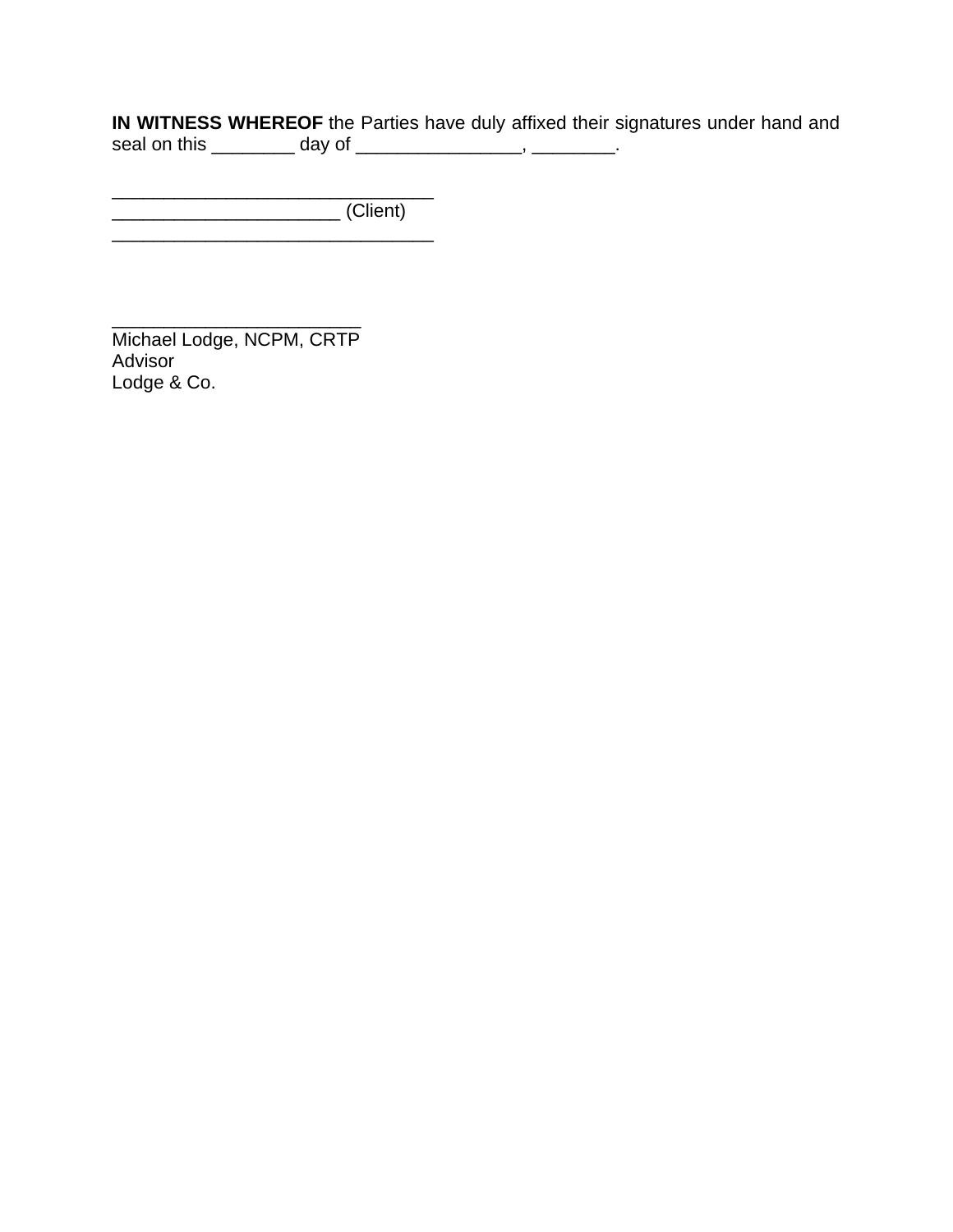**IN WITNESS WHEREOF** the Parties have duly affixed their signatures under hand and seal on this ________ day of ________________, ________.

________________________________
______________________ (Client)
________________________________

_________________________
Michael Lodge, NCPM, CRTP
Advisor
Lodge & Co.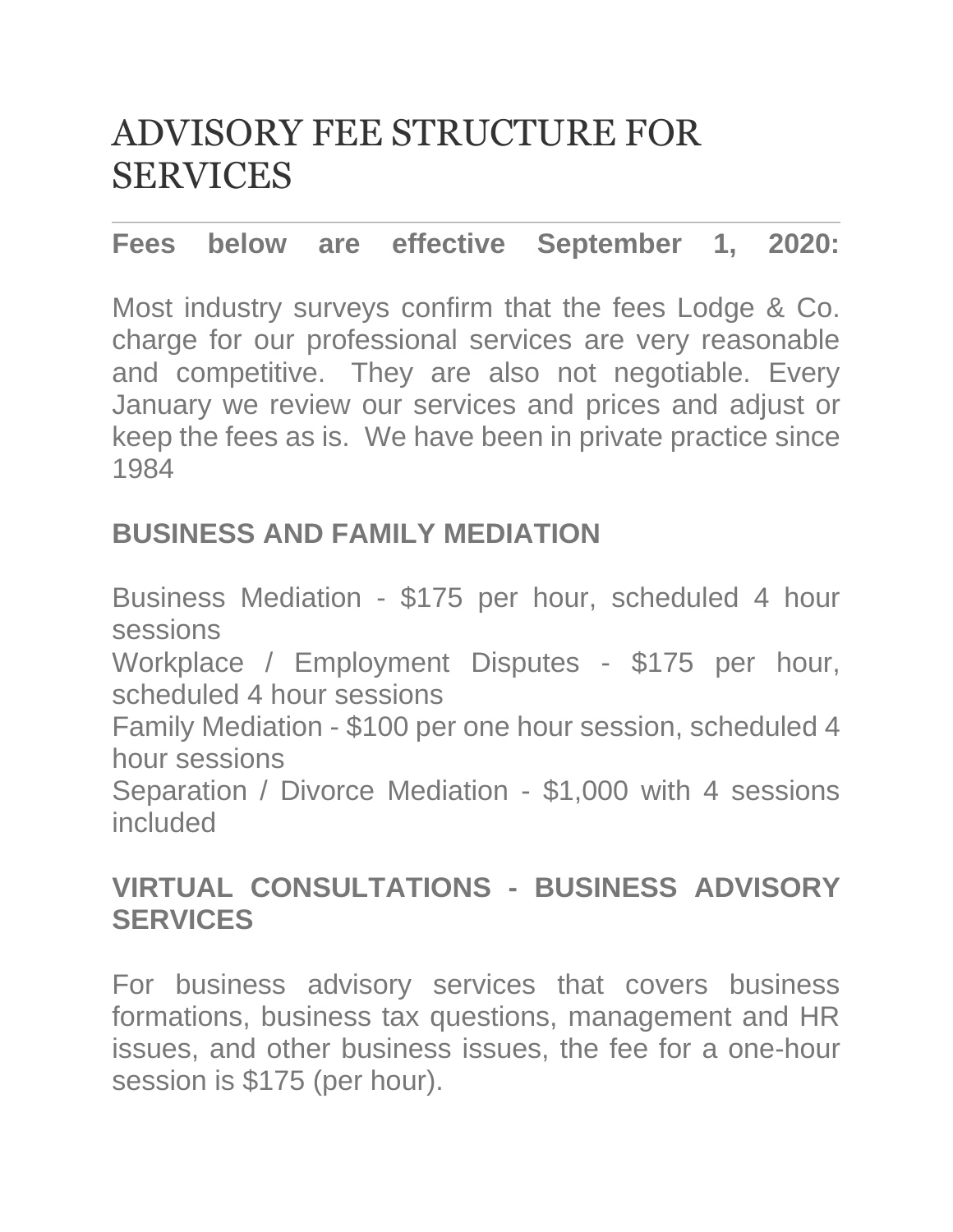# ADVISORY FEE STRUCTURE FOR SERVICES

---

**Fees below are effective September 1, 2020:**

Most industry surveys confirm that the fees Lodge & Co. charge for our professional services are very reasonable and competitive. They are also not negotiable. Every January we review our services and prices and adjust or keep the fees as is. We have been in private practice since 1984

**BUSINESS AND FAMILY MEDIATION**

Business Mediation - $175 per hour, scheduled 4 hour sessions
Workplace / Employment Disputes - $175 per hour, scheduled 4 hour sessions
Family Mediation - $100 per one hour session, scheduled 4 hour sessions
Separation / Divorce Mediation - $1,000 with 4 sessions included

**VIRTUAL CONSULTATIONS - BUSINESS ADVISORY SERVICES**

For business advisory services that covers business formations, business tax questions, management and HR issues, and other business issues, the fee for a one-hour session is $175 (per hour).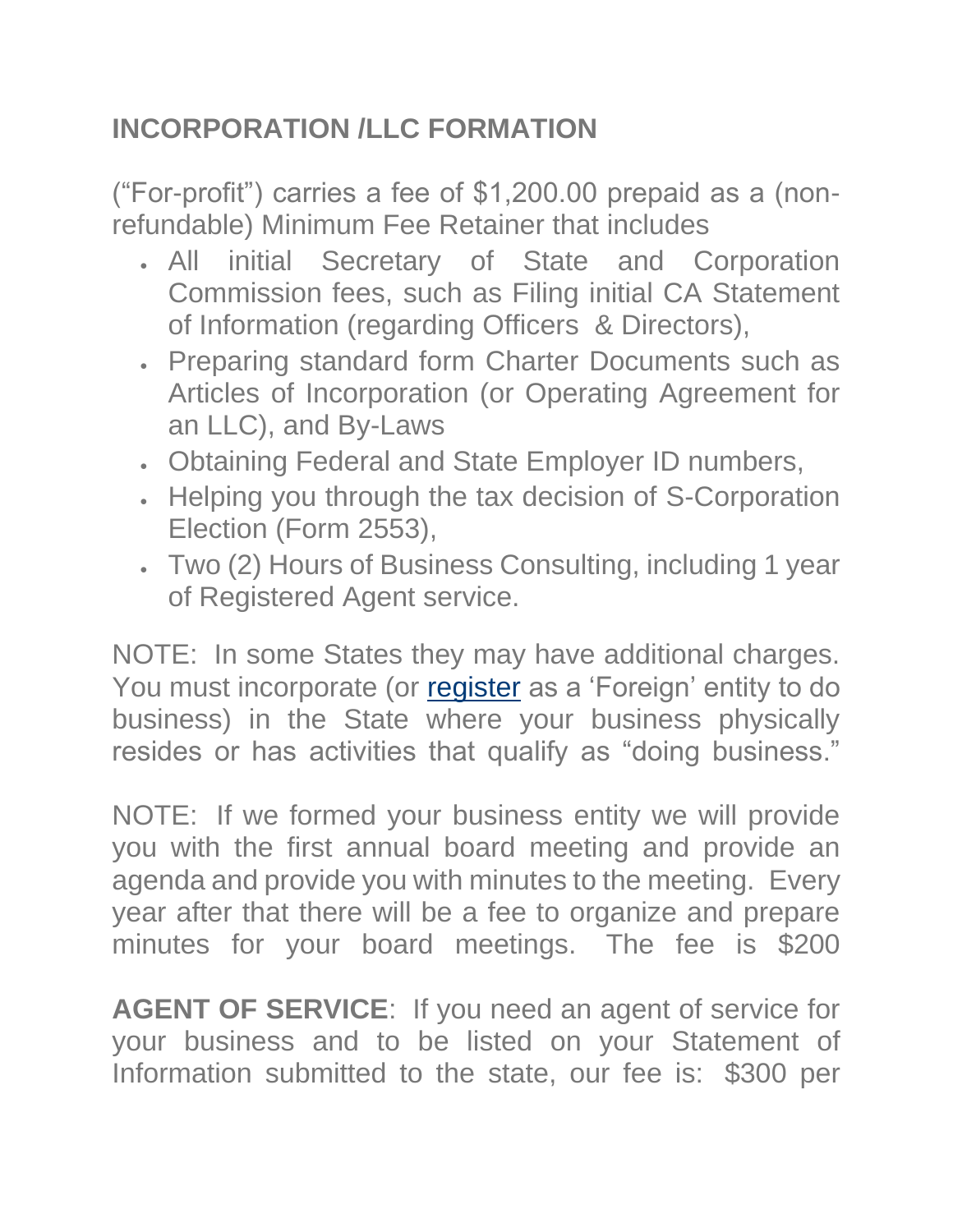## INCORPORATION /LLC FORMATION

("For-profit") carries a fee of $1,200.00 prepaid as a (non-refundable) Minimum Fee Retainer that includes

- All initial Secretary of State and Corporation Commission fees, such as Filing initial CA Statement of Information (regarding Officers & Directors),
- Preparing standard form Charter Documents such as Articles of Incorporation (or Operating Agreement for an LLC), and By-Laws
- Obtaining Federal and State Employer ID numbers,
- Helping you through the tax decision of S-Corporation Election (Form 2553),
- Two (2) Hours of Business Consulting, including 1 year of Registered Agent service.

NOTE: In some States they may have additional charges. You must incorporate (or register as a 'Foreign' entity to do business) in the State where your business physically resides or has activities that qualify as "doing business."

NOTE: If we formed your business entity we will provide you with the first annual board meeting and provide an agenda and provide you with minutes to the meeting. Every year after that there will be a fee to organize and prepare minutes for your board meetings. The fee is $200

**AGENT OF SERVICE**: If you need an agent of service for your business and to be listed on your Statement of Information submitted to the state, our fee is: $300 per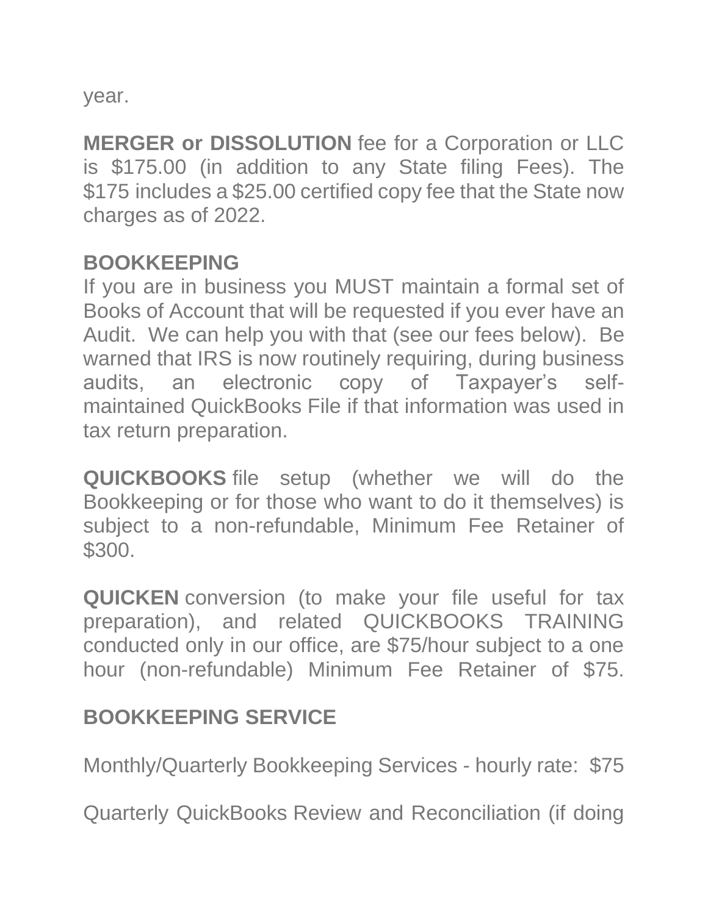year.

**MERGER or DISSOLUTION** fee for a Corporation or LLC is $175.00 (in addition to any State filing Fees). The $175 includes a $25.00 certified copy fee that the State now charges as of 2022.

**BOOKKEEPING**

If you are in business you MUST maintain a formal set of Books of Account that will be requested if you ever have an Audit. We can help you with that (see our fees below). Be warned that IRS is now routinely requiring, during business audits, an electronic copy of Taxpayer's self-maintained QuickBooks File if that information was used in tax return preparation.

**QUICKBOOKS** file setup (whether we will do the Bookkeeping or for those who want to do it themselves) is subject to a non-refundable, Minimum Fee Retainer of $300.

**QUICKEN** conversion (to make your file useful for tax preparation), and related QUICKBOOKS TRAINING conducted only in our office, are $75/hour subject to a one hour (non-refundable) Minimum Fee Retainer of $75.

**BOOKKEEPING SERVICE**

Monthly/Quarterly Bookkeeping Services - hourly rate: $75

Quarterly QuickBooks Review and Reconciliation (if doing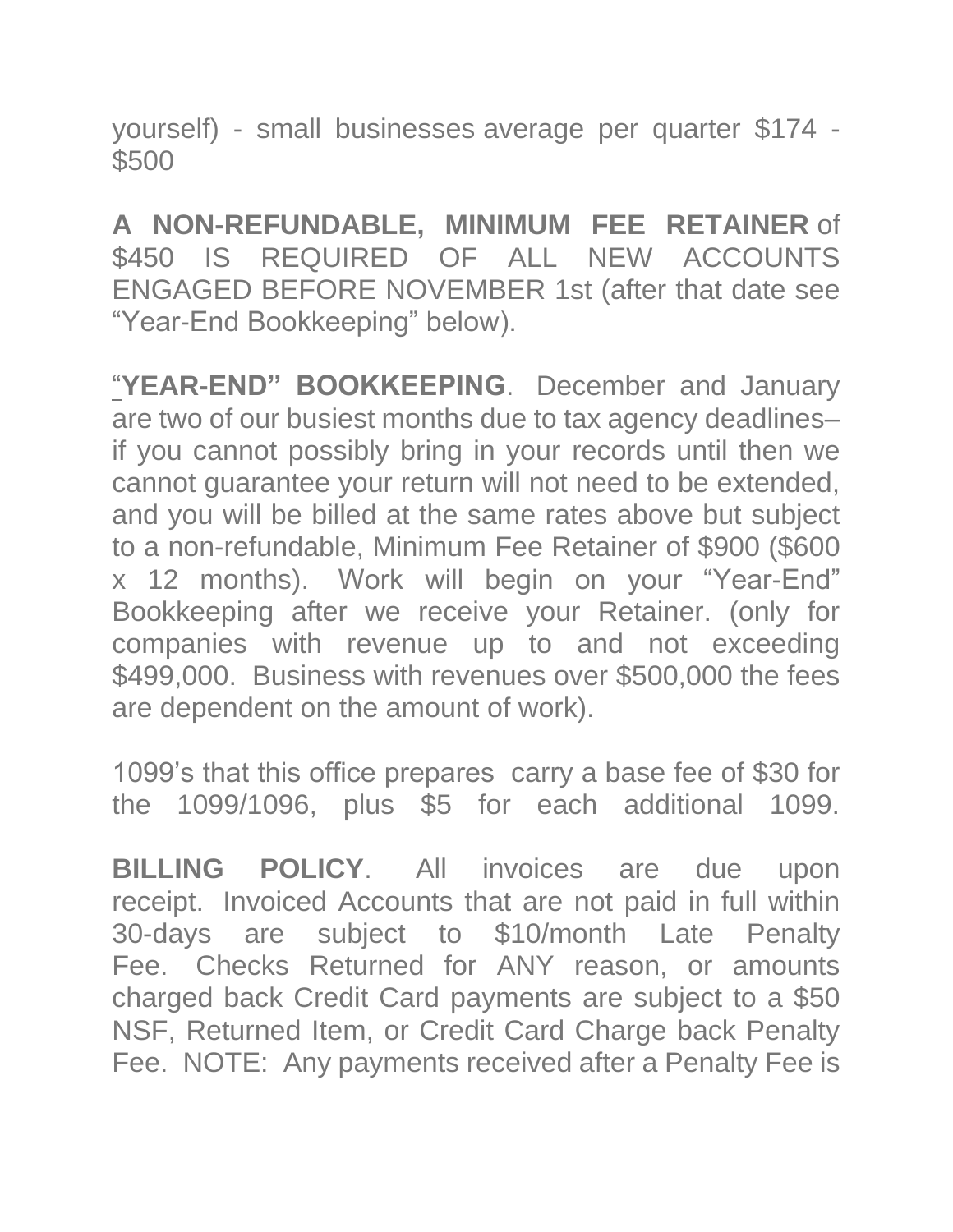yourself) - small businesses average per quarter $174 - $500

**A NON-REFUNDABLE, MINIMUM FEE RETAINER** of $450 IS REQUIRED OF ALL NEW ACCOUNTS ENGAGED BEFORE NOVEMBER 1st (after that date see "Year-End Bookkeeping" below).

**"YEAR-END" BOOKKEEPING**. December and January are two of our busiest months due to tax agency deadlines– if you cannot possibly bring in your records until then we cannot guarantee your return will not need to be extended, and you will be billed at the same rates above but subject to a non-refundable, Minimum Fee Retainer of $900 ($600 x 12 months). Work will begin on your "Year-End" Bookkeeping after we receive your Retainer. (only for companies with revenue up to and not exceeding $499,000. Business with revenues over $500,000 the fees are dependent on the amount of work).

1099's that this office prepares carry a base fee of $30 for the 1099/1096, plus $5 for each additional 1099.

**BILLING POLICY**. All invoices are due upon receipt. Invoiced Accounts that are not paid in full within 30-days are subject to $10/month Late Penalty Fee. Checks Returned for ANY reason, or amounts charged back Credit Card payments are subject to a $50 NSF, Returned Item, or Credit Card Charge back Penalty Fee. NOTE: Any payments received after a Penalty Fee is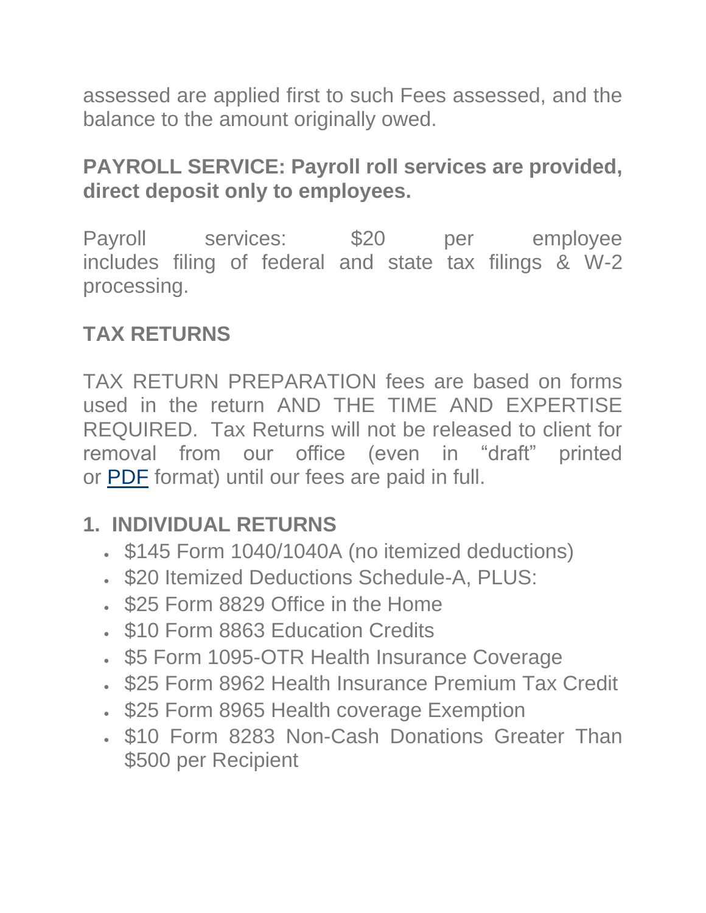assessed are applied first to such Fees assessed, and the balance to the amount originally owed.

**PAYROLL SERVICE: Payroll roll services are provided, direct deposit only to employees.**

Payroll services: $20 per employee includes filing of federal and state tax filings & W-2 processing.

## TAX RETURNS

TAX RETURN PREPARATION fees are based on forms used in the return AND THE TIME AND EXPERTISE REQUIRED. Tax Returns will not be released to client for removal from our office (even in "draft" printed or PDF format) until our fees are paid in full.

### 1. INDIVIDUAL RETURNS

- $145 Form 1040/1040A (no itemized deductions)
- $20 Itemized Deductions Schedule-A, PLUS:
- $25 Form 8829 Office in the Home
- $10 Form 8863 Education Credits
- $5 Form 1095-OTR Health Insurance Coverage
- $25 Form 8962 Health Insurance Premium Tax Credit
- $25 Form 8965 Health coverage Exemption
- $10 Form 8283 Non-Cash Donations Greater Than $500 per Recipient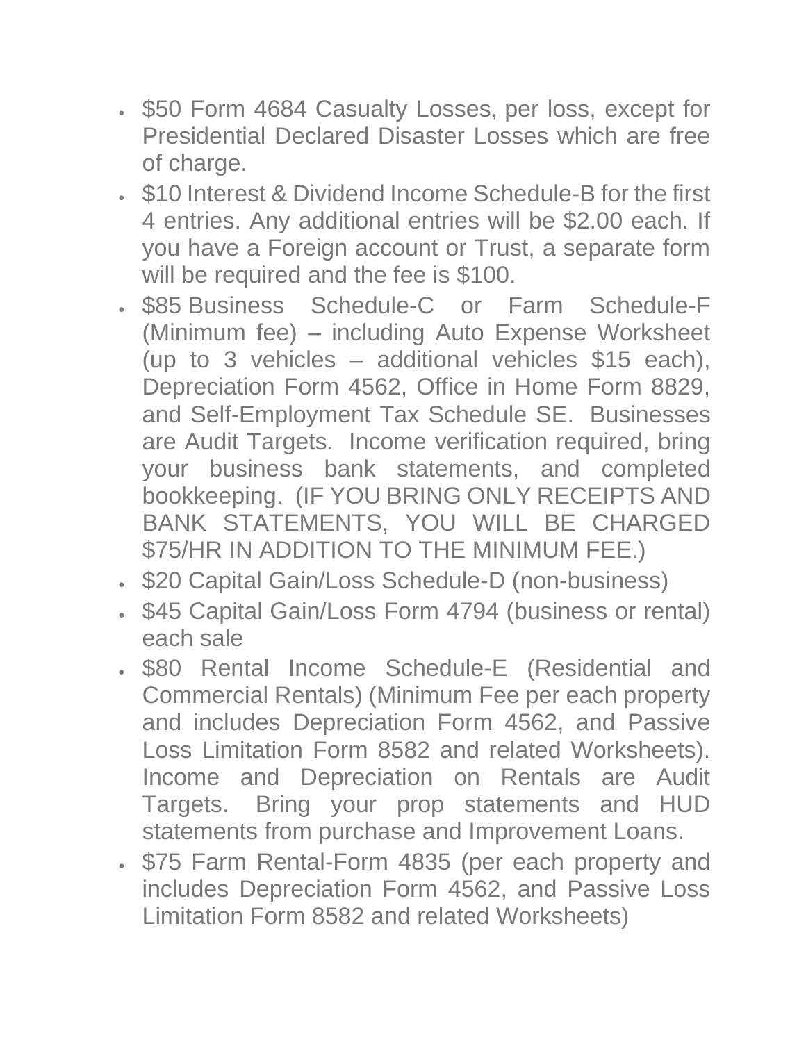- $50 Form 4684 Casualty Losses, per loss, except for Presidential Declared Disaster Losses which are free of charge.
- $10 Interest & Dividend Income Schedule-B for the first 4 entries. Any additional entries will be $2.00 each. If you have a Foreign account or Trust, a separate form will be required and the fee is $100.
- $85 Business Schedule-C or Farm Schedule-F (Minimum fee) – including Auto Expense Worksheet (up to 3 vehicles – additional vehicles $15 each), Depreciation Form 4562, Office in Home Form 8829, and Self-Employment Tax Schedule SE. Businesses are Audit Targets. Income verification required, bring your business bank statements, and completed bookkeeping. (IF YOU BRING ONLY RECEIPTS AND BANK STATEMENTS, YOU WILL BE CHARGED $75/HR IN ADDITION TO THE MINIMUM FEE.)
- $20 Capital Gain/Loss Schedule-D (non-business)
- $45 Capital Gain/Loss Form 4794 (business or rental) each sale
- $80 Rental Income Schedule-E (Residential and Commercial Rentals) (Minimum Fee per each property and includes Depreciation Form 4562, and Passive Loss Limitation Form 8582 and related Worksheets). Income and Depreciation on Rentals are Audit Targets. Bring your prop statements and HUD statements from purchase and Improvement Loans.
- $75 Farm Rental-Form 4835 (per each property and includes Depreciation Form 4562, and Passive Loss Limitation Form 8582 and related Worksheets)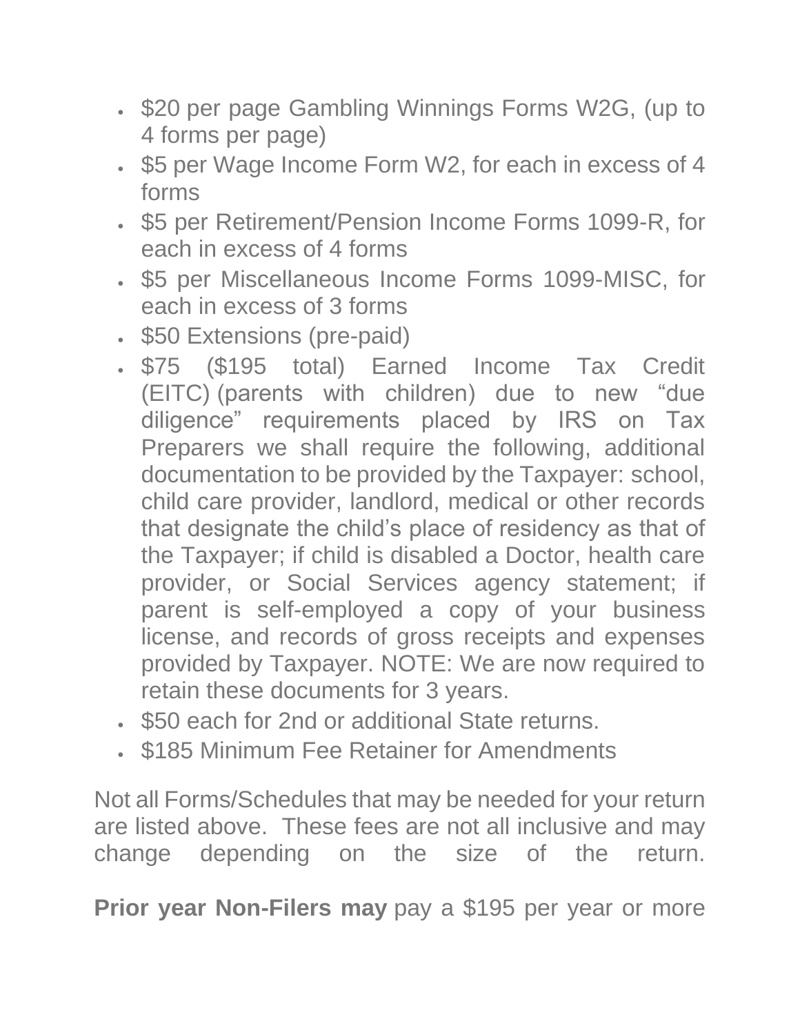- $20 per page Gambling Winnings Forms W2G, (up to 4 forms per page)
- $5 per Wage Income Form W2, for each in excess of 4 forms
- $5 per Retirement/Pension Income Forms 1099-R, for each in excess of 4 forms
- $5 per Miscellaneous Income Forms 1099-MISC, for each in excess of 3 forms
- $50 Extensions (pre-paid)
- $75 ($195 total) Earned Income Tax Credit (EITC) (parents with children) due to new "due diligence" requirements placed by IRS on Tax Preparers we shall require the following, additional documentation to be provided by the Taxpayer: school, child care provider, landlord, medical or other records that designate the child's place of residency as that of the Taxpayer; if child is disabled a Doctor, health care provider, or Social Services agency statement; if parent is self-employed a copy of your business license, and records of gross receipts and expenses provided by Taxpayer. NOTE: We are now required to retain these documents for 3 years.
- $50 each for 2nd or additional State returns.
- $185 Minimum Fee Retainer for Amendments

Not all Forms/Schedules that may be needed for your return are listed above. These fees are not all inclusive and may change depending on the size of the return.

**Prior year Non-Filers may** pay a $195 per year or more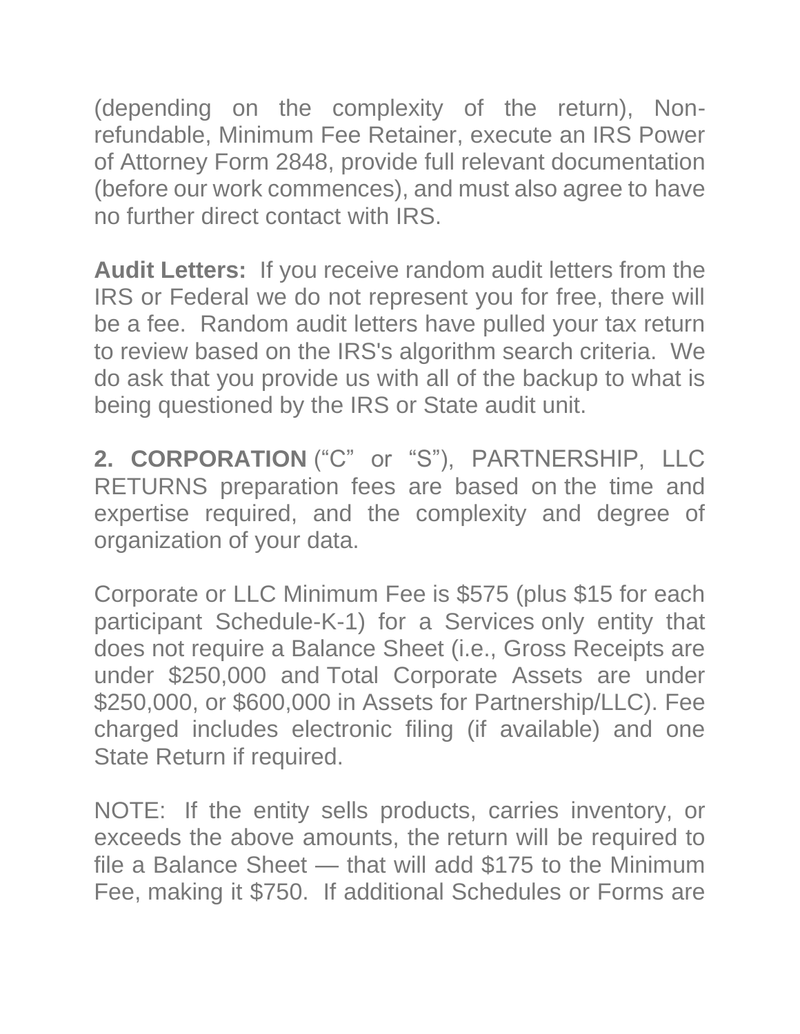(depending on the complexity of the return), Non-refundable, Minimum Fee Retainer, execute an IRS Power of Attorney Form 2848, provide full relevant documentation (before our work commences), and must also agree to have no further direct contact with IRS.

**Audit Letters:** If you receive random audit letters from the IRS or Federal we do not represent you for free, there will be a fee. Random audit letters have pulled your tax return to review based on the IRS's algorithm search criteria. We do ask that you provide us with all of the backup to what is being questioned by the IRS or State audit unit.

**2. CORPORATION** (“C” or “S”), PARTNERSHIP, LLC RETURNS preparation fees are based on the time and expertise required, and the complexity and degree of organization of your data.

Corporate or LLC Minimum Fee is $575 (plus $15 for each participant Schedule-K-1) for a Services only entity that does not require a Balance Sheet (i.e., Gross Receipts are under $250,000 and Total Corporate Assets are under $250,000, or $600,000 in Assets for Partnership/LLC). Fee charged includes electronic filing (if available) and one State Return if required.

NOTE: If the entity sells products, carries inventory, or exceeds the above amounts, the return will be required to file a Balance Sheet — that will add $175 to the Minimum Fee, making it $750. If additional Schedules or Forms are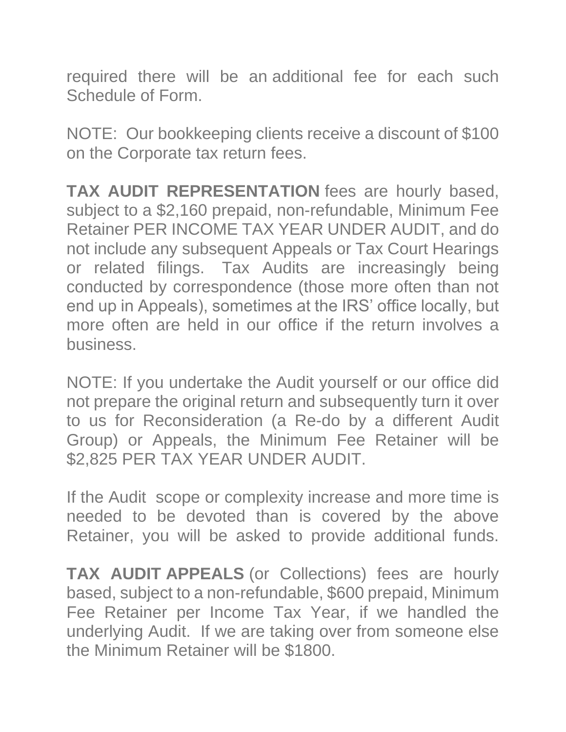required there will be an additional fee for each such Schedule of Form.

NOTE: Our bookkeeping clients receive a discount of $100 on the Corporate tax return fees.

**TAX AUDIT REPRESENTATION** fees are hourly based, subject to a $2,160 prepaid, non-refundable, Minimum Fee Retainer PER INCOME TAX YEAR UNDER AUDIT, and do not include any subsequent Appeals or Tax Court Hearings or related filings. Tax Audits are increasingly being conducted by correspondence (those more often than not end up in Appeals), sometimes at the IRS' office locally, but more often are held in our office if the return involves a business.

NOTE: If you undertake the Audit yourself or our office did not prepare the original return and subsequently turn it over to us for Reconsideration (a Re-do by a different Audit Group) or Appeals, the Minimum Fee Retainer will be $2,825 PER TAX YEAR UNDER AUDIT.

If the Audit scope or complexity increase and more time is needed to be devoted than is covered by the above Retainer, you will be asked to provide additional funds.

**TAX AUDIT APPEALS** (or Collections) fees are hourly based, subject to a non-refundable, $600 prepaid, Minimum Fee Retainer per Income Tax Year, if we handled the underlying Audit. If we are taking over from someone else the Minimum Retainer will be $1800.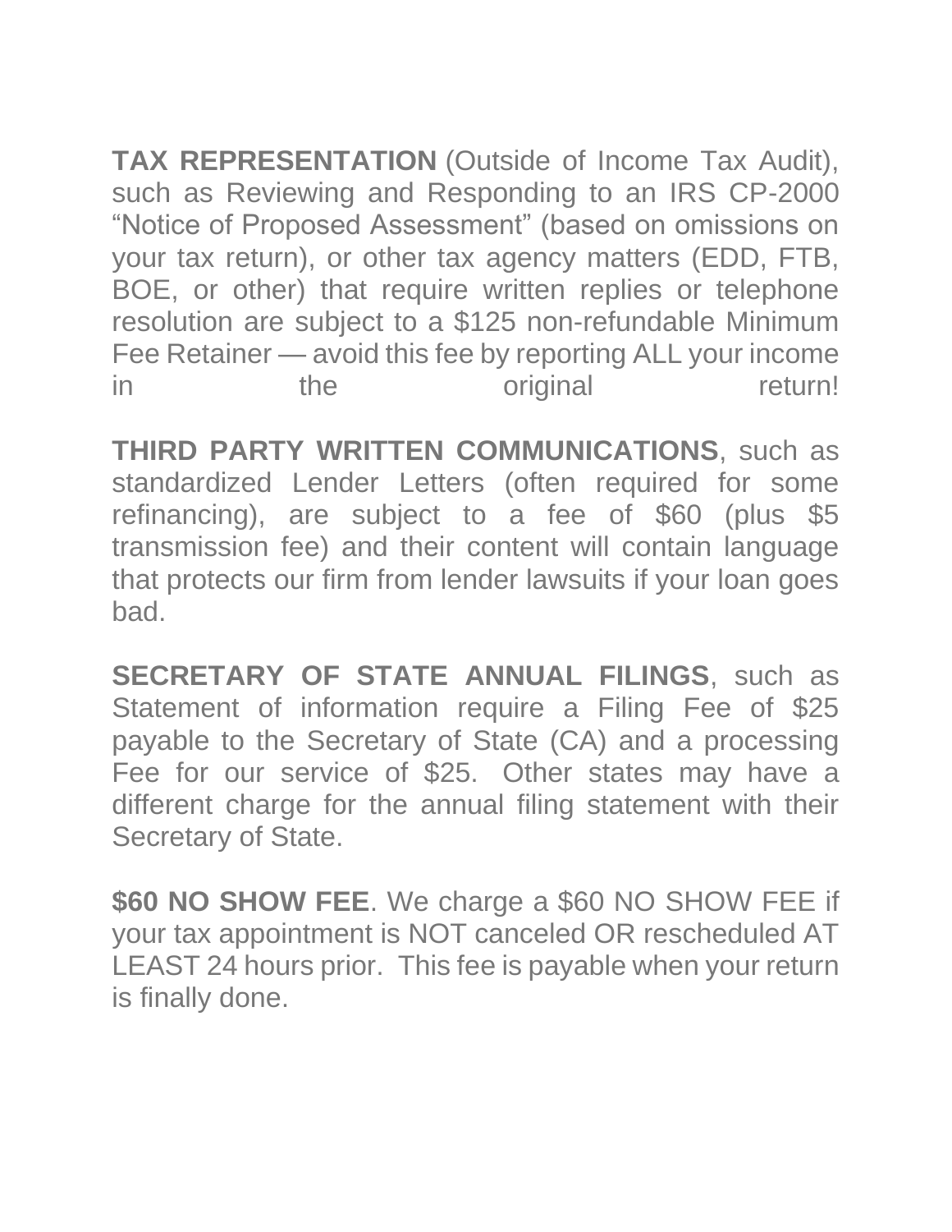**TAX REPRESENTATION** (Outside of Income Tax Audit), such as Reviewing and Responding to an IRS CP-2000 "Notice of Proposed Assessment" (based on omissions on your tax return), or other tax agency matters (EDD, FTB, BOE, or other) that require written replies or telephone resolution are subject to a $125 non-refundable Minimum Fee Retainer — avoid this fee by reporting ALL your income in the original return!

**THIRD PARTY WRITTEN COMMUNICATIONS**, such as standardized Lender Letters (often required for some refinancing), are subject to a fee of $60 (plus $5 transmission fee) and their content will contain language that protects our firm from lender lawsuits if your loan goes bad.

**SECRETARY OF STATE ANNUAL FILINGS**, such as Statement of information require a Filing Fee of $25 payable to the Secretary of State (CA) and a processing Fee for our service of $25. Other states may have a different charge for the annual filing statement with their Secretary of State.

**$60 NO SHOW FEE**. We charge a $60 NO SHOW FEE if your tax appointment is NOT canceled OR rescheduled AT LEAST 24 hours prior. This fee is payable when your return is finally done.